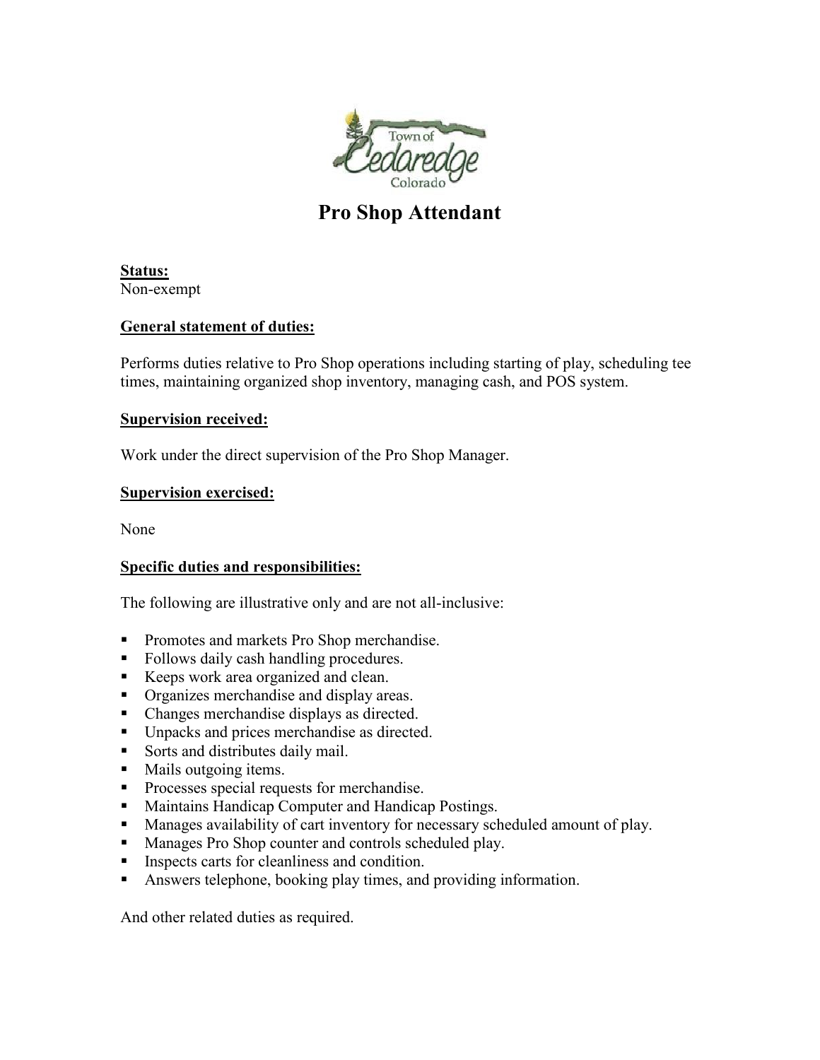# Pro Shop Attendant

**Status:**
Non-exempt

**General statement of duties:**

Performs duties relative to Pro Shop operations including starting of play, scheduling tee times, maintaining organized shop inventory, managing cash, and POS system.

**Supervision received:**

Work under the direct supervision of the Pro Shop Manager.

**Supervision exercised:**

None

**Specific duties and responsibilities:**

The following are illustrative only and are not all-inclusive:

- Promotes and markets Pro Shop merchandise.
- Follows daily cash handling procedures.
- Keeps work area organized and clean.
- Organizes merchandise and display areas.
- Changes merchandise displays as directed.
- Unpacks and prices merchandise as directed.
- Sorts and distributes daily mail.
- Mails outgoing items.
- Processes special requests for merchandise.
- Maintains Handicap Computer and Handicap Postings.
- Manages availability of cart inventory for necessary scheduled amount of play.
- Manages Pro Shop counter and controls scheduled play.
- Inspects carts for cleanliness and condition.
- Answers telephone, booking play times, and providing information.

And other related duties as required.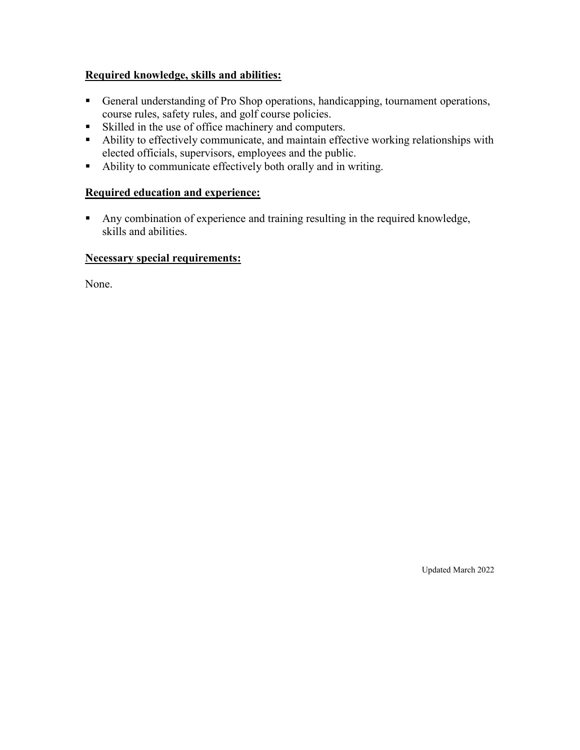**Required knowledge, skills and abilities:**

- General understanding of Pro Shop operations, handicapping, tournament operations, course rules, safety rules, and golf course policies.
- Skilled in the use of office machinery and computers.
- Ability to effectively communicate, and maintain effective working relationships with elected officials, supervisors, employees and the public.
- Ability to communicate effectively both orally and in writing.

**Required education and experience:**

- Any combination of experience and training resulting in the required knowledge, skills and abilities.

**Necessary special requirements:**

None.

Updated March 2022